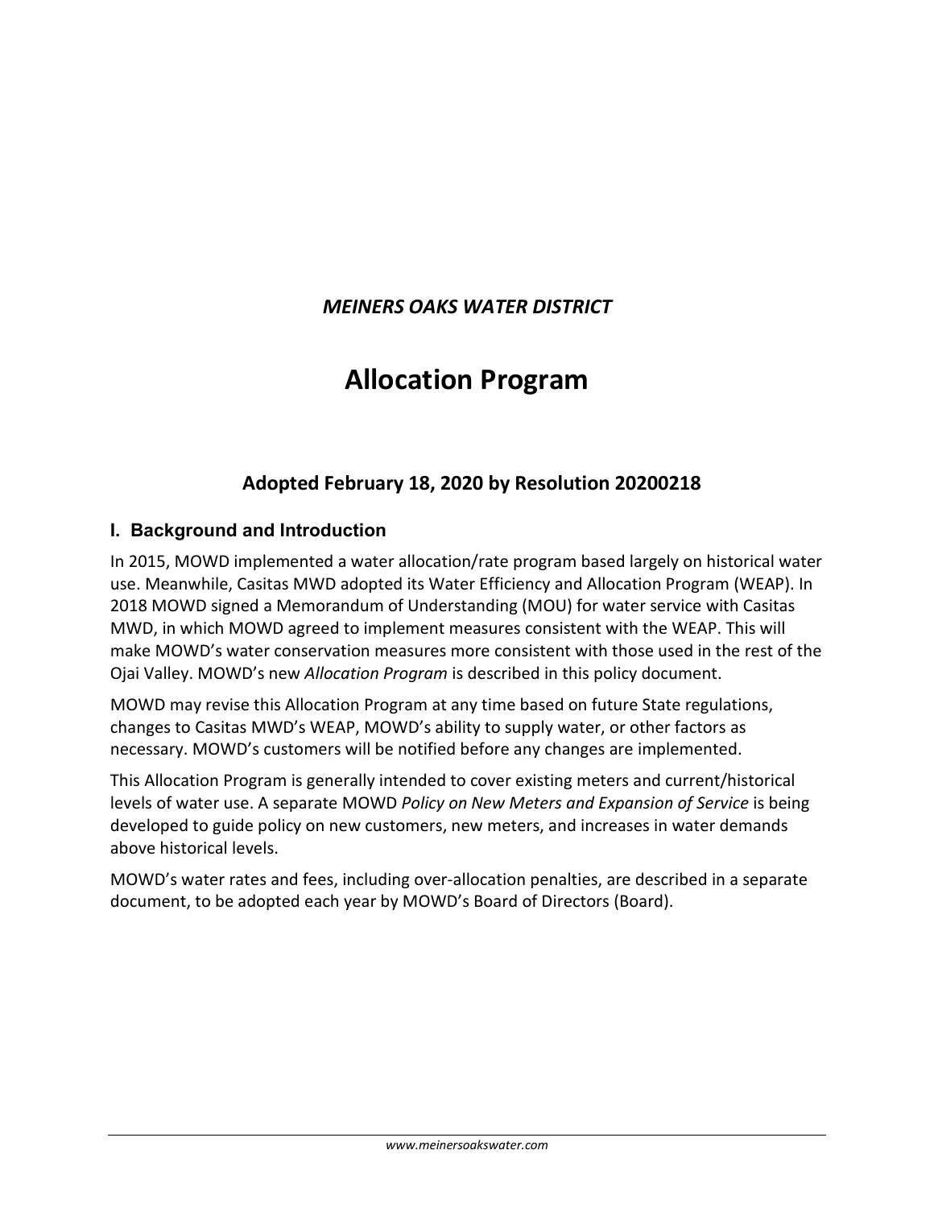*MEINERS OAKS WATER DISTRICT*

# Allocation Program

### Adopted February 18, 2020 by Resolution 20200218

## I. Background and Introduction

In 2015, MOWD implemented a water allocation/rate program based largely on historical water use. Meanwhile, Casitas MWD adopted its Water Efficiency and Allocation Program (WEAP). In 2018 MOWD signed a Memorandum of Understanding (MOU) for water service with Casitas MWD, in which MOWD agreed to implement measures consistent with the WEAP. This will make MOWD's water conservation measures more consistent with those used in the rest of the Ojai Valley. MOWD's new *Allocation Program* is described in this policy document.

MOWD may revise this Allocation Program at any time based on future State regulations, changes to Casitas MWD's WEAP, MOWD's ability to supply water, or other factors as necessary. MOWD's customers will be notified before any changes are implemented.

This Allocation Program is generally intended to cover existing meters and current/historical levels of water use. A separate MOWD *Policy on New Meters and Expansion of Service* is being developed to guide policy on new customers, new meters, and increases in water demands above historical levels.

MOWD's water rates and fees, including over-allocation penalties, are described in a separate document, to be adopted each year by MOWD's Board of Directors (Board).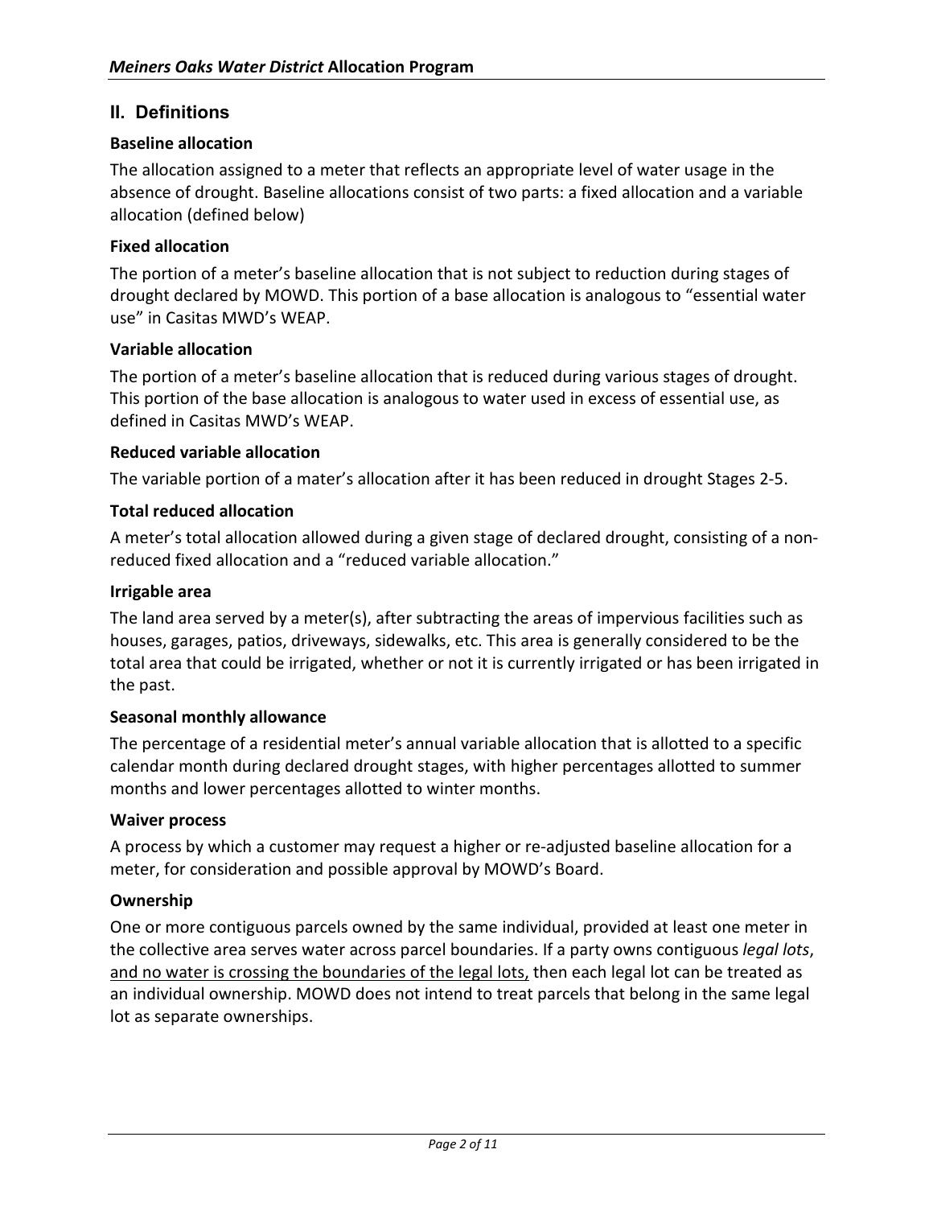## II. Definitions

### Baseline allocation

The allocation assigned to a meter that reflects an appropriate level of water usage in the absence of drought. Baseline allocations consist of two parts: a fixed allocation and a variable allocation (defined below)

### Fixed allocation

The portion of a meter's baseline allocation that is not subject to reduction during stages of drought declared by MOWD. This portion of a base allocation is analogous to "essential water use" in Casitas MWD's WEAP.

### Variable allocation

The portion of a meter's baseline allocation that is reduced during various stages of drought. This portion of the base allocation is analogous to water used in excess of essential use, as defined in Casitas MWD's WEAP.

### Reduced variable allocation

The variable portion of a mater's allocation after it has been reduced in drought Stages 2-5.

### Total reduced allocation

A meter's total allocation allowed during a given stage of declared drought, consisting of a non-reduced fixed allocation and a "reduced variable allocation."

### Irrigable area

The land area served by a meter(s), after subtracting the areas of impervious facilities such as houses, garages, patios, driveways, sidewalks, etc. This area is generally considered to be the total area that could be irrigated, whether or not it is currently irrigated or has been irrigated in the past.

### Seasonal monthly allowance

The percentage of a residential meter's annual variable allocation that is allotted to a specific calendar month during declared drought stages, with higher percentages allotted to summer months and lower percentages allotted to winter months.

### Waiver process

A process by which a customer may request a higher or re-adjusted baseline allocation for a meter, for consideration and possible approval by MOWD's Board.

### Ownership

One or more contiguous parcels owned by the same individual, provided at least one meter in the collective area serves water across parcel boundaries. If a party owns contiguous *legal lots*, <u>and no water is crossing the boundaries of the legal lots,</u> then each legal lot can be treated as an individual ownership. MOWD does not intend to treat parcels that belong in the same legal lot as separate ownerships.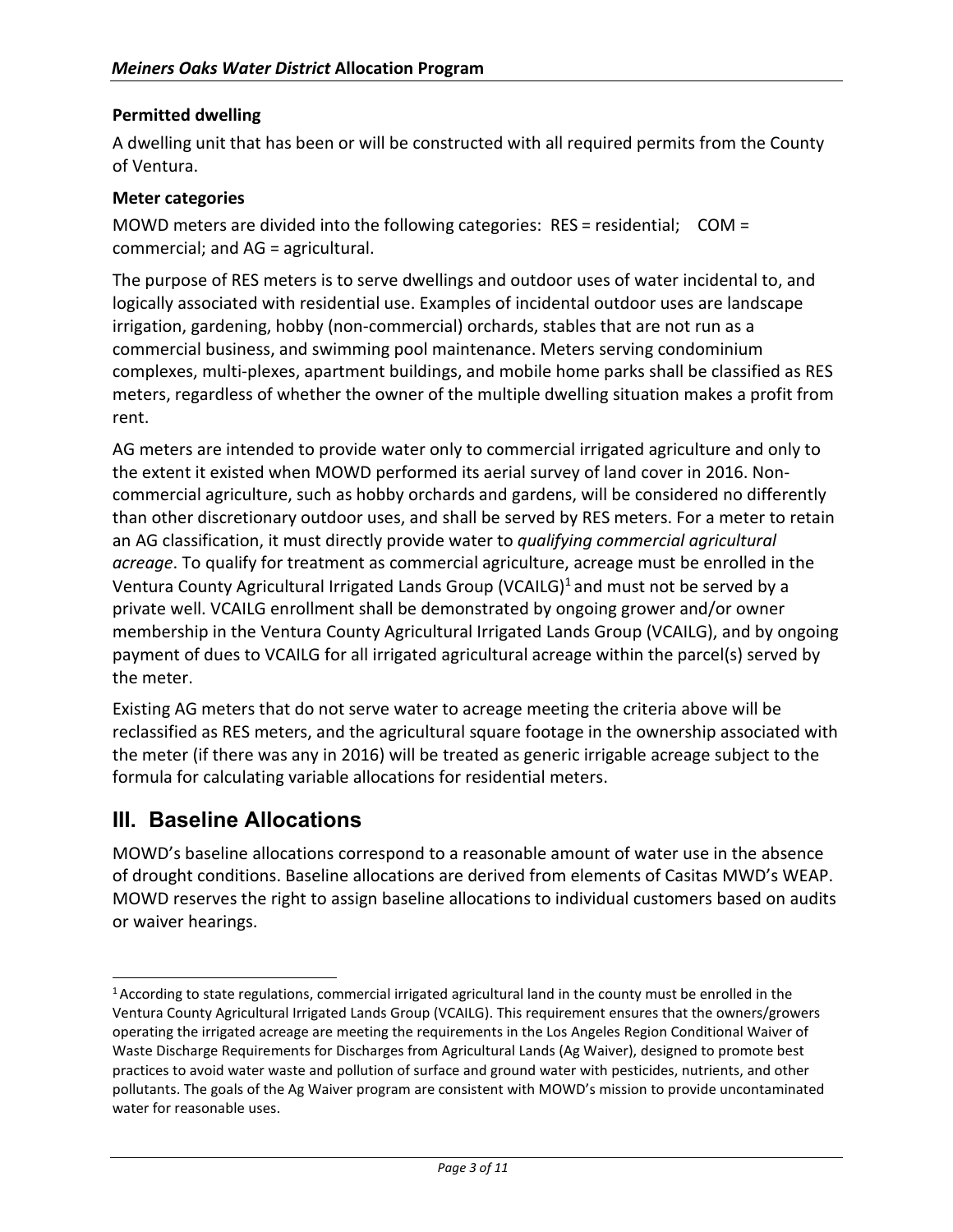#### Permitted dwelling

A dwelling unit that has been or will be constructed with all required permits from the County of Ventura.

#### Meter categories

MOWD meters are divided into the following categories: RES = residential; COM = commercial; and AG = agricultural.

The purpose of RES meters is to serve dwellings and outdoor uses of water incidental to, and logically associated with residential use. Examples of incidental outdoor uses are landscape irrigation, gardening, hobby (non-commercial) orchards, stables that are not run as a commercial business, and swimming pool maintenance. Meters serving condominium complexes, multi-plexes, apartment buildings, and mobile home parks shall be classified as RES meters, regardless of whether the owner of the multiple dwelling situation makes a profit from rent.

AG meters are intended to provide water only to commercial irrigated agriculture and only to the extent it existed when MOWD performed its aerial survey of land cover in 2016. Non-commercial agriculture, such as hobby orchards and gardens, will be considered no differently than other discretionary outdoor uses, and shall be served by RES meters. For a meter to retain an AG classification, it must directly provide water to *qualifying commercial agricultural acreage*. To qualify for treatment as commercial agriculture, acreage must be enrolled in the Ventura County Agricultural Irrigated Lands Group (VCAILG)[1] and must not be served by a private well. VCAILG enrollment shall be demonstrated by ongoing grower and/or owner membership in the Ventura County Agricultural Irrigated Lands Group (VCAILG), and by ongoing payment of dues to VCAILG for all irrigated agricultural acreage within the parcel(s) served by the meter.

Existing AG meters that do not serve water to acreage meeting the criteria above will be reclassified as RES meters, and the agricultural square footage in the ownership associated with the meter (if there was any in 2016) will be treated as generic irrigable acreage subject to the formula for calculating variable allocations for residential meters.

## III. Baseline Allocations

MOWD's baseline allocations correspond to a reasonable amount of water use in the absence of drought conditions. Baseline allocations are derived from elements of Casitas MWD's WEAP. MOWD reserves the right to assign baseline allocations to individual customers based on audits or waiver hearings.

---

[1] According to state regulations, commercial irrigated agricultural land in the county must be enrolled in the Ventura County Agricultural Irrigated Lands Group (VCAILG). This requirement ensures that the owners/growers operating the irrigated acreage are meeting the requirements in the Los Angeles Region Conditional Waiver of Waste Discharge Requirements for Discharges from Agricultural Lands (Ag Waiver), designed to promote best practices to avoid water waste and pollution of surface and ground water with pesticides, nutrients, and other pollutants. The goals of the Ag Waiver program are consistent with MOWD's mission to provide uncontaminated water for reasonable uses.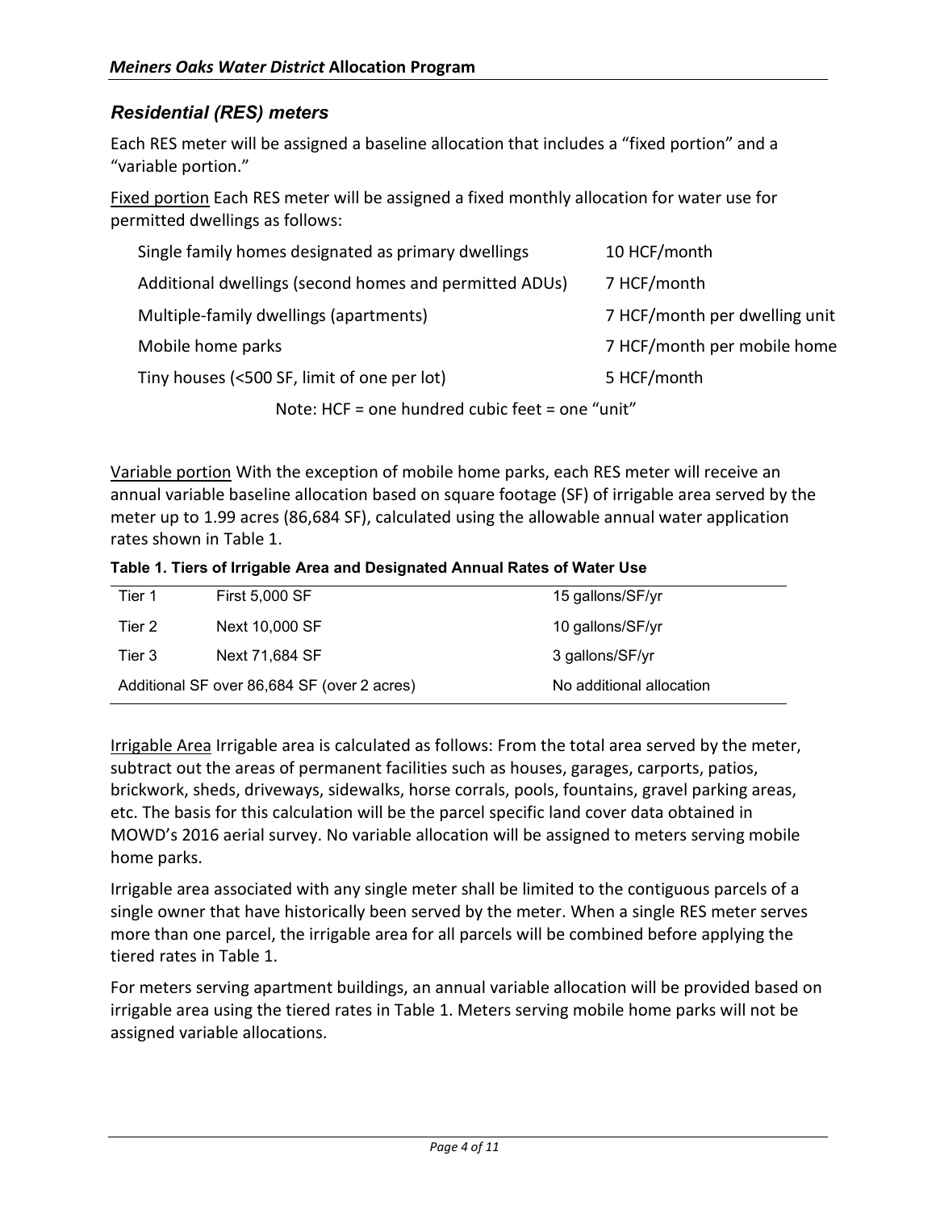## *Residential (RES) meters*

Each RES meter will be assigned a baseline allocation that includes a "fixed portion" and a "variable portion."

Fixed portion Each RES meter will be assigned a fixed monthly allocation for water use for permitted dwellings as follows:

| | |
|---|---|
| Single family homes designated as primary dwellings | 10 HCF/month |
| Additional dwellings (second homes and permitted ADUs) | 7 HCF/month |
| Multiple-family dwellings (apartments) | 7 HCF/month per dwelling unit |
| Mobile home parks | 7 HCF/month per mobile home |
| Tiny houses (<500 SF, limit of one per lot) | 5 HCF/month |

Note: HCF = one hundred cubic feet = one "unit"

Variable portion With the exception of mobile home parks, each RES meter will receive an annual variable baseline allocation based on square footage (SF) of irrigable area served by the meter up to 1.99 acres (86,684 SF), calculated using the allowable annual water application rates shown in Table 1.

**Table 1. Tiers of Irrigable Area and Designated Annual Rates of Water Use**

| | | |
|---|---|---|
| Tier 1 | First 5,000 SF | 15 gallons/SF/yr |
| Tier 2 | Next 10,000 SF | 10 gallons/SF/yr |
| Tier 3 | Next 71,684 SF | 3 gallons/SF/yr |
| Additional SF over 86,684 SF (over 2 acres) | | No additional allocation |

Irrigable Area Irrigable area is calculated as follows: From the total area served by the meter, subtract out the areas of permanent facilities such as houses, garages, carports, patios, brickwork, sheds, driveways, sidewalks, horse corrals, pools, fountains, gravel parking areas, etc. The basis for this calculation will be the parcel specific land cover data obtained in MOWD's 2016 aerial survey. No variable allocation will be assigned to meters serving mobile home parks.

Irrigable area associated with any single meter shall be limited to the contiguous parcels of a single owner that have historically been served by the meter. When a single RES meter serves more than one parcel, the irrigable area for all parcels will be combined before applying the tiered rates in Table 1.

For meters serving apartment buildings, an annual variable allocation will be provided based on irrigable area using the tiered rates in Table 1. Meters serving mobile home parks will not be assigned variable allocations.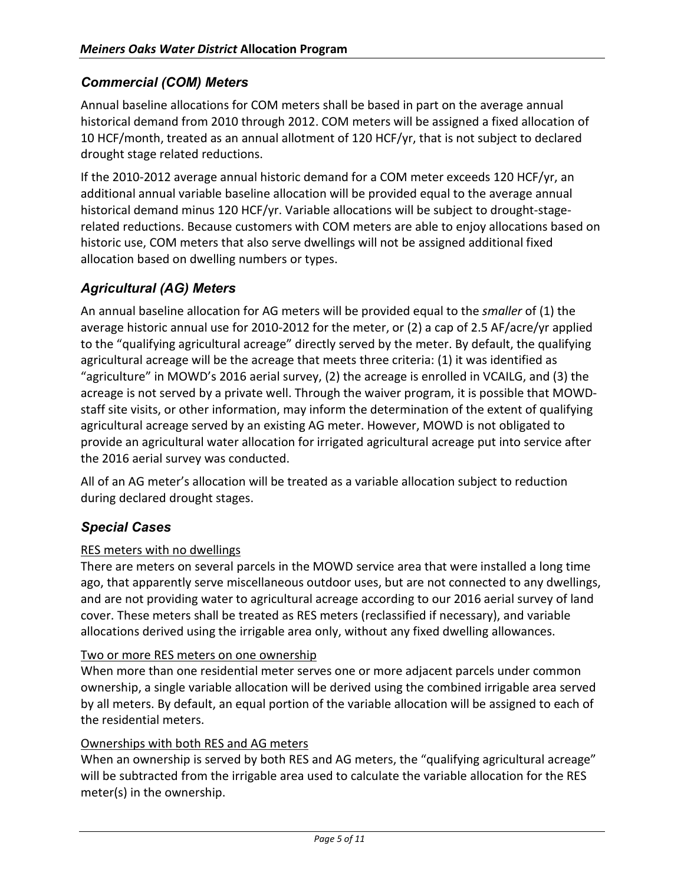## *Commercial (COM) Meters*

Annual baseline allocations for COM meters shall be based in part on the average annual historical demand from 2010 through 2012. COM meters will be assigned a fixed allocation of 10 HCF/month, treated as an annual allotment of 120 HCF/yr, that is not subject to declared drought stage related reductions.

If the 2010-2012 average annual historic demand for a COM meter exceeds 120 HCF/yr, an additional annual variable baseline allocation will be provided equal to the average annual historical demand minus 120 HCF/yr. Variable allocations will be subject to drought-stage-related reductions. Because customers with COM meters are able to enjoy allocations based on historic use, COM meters that also serve dwellings will not be assigned additional fixed allocation based on dwelling numbers or types.

## *Agricultural (AG) Meters*

An annual baseline allocation for AG meters will be provided equal to the *smaller* of (1) the average historic annual use for 2010-2012 for the meter, or (2) a cap of 2.5 AF/acre/yr applied to the "qualifying agricultural acreage" directly served by the meter. By default, the qualifying agricultural acreage will be the acreage that meets three criteria: (1) it was identified as "agriculture" in MOWD's 2016 aerial survey, (2) the acreage is enrolled in VCAILG, and (3) the acreage is not served by a private well. Through the waiver program, it is possible that MOWD-staff site visits, or other information, may inform the determination of the extent of qualifying agricultural acreage served by an existing AG meter. However, MOWD is not obligated to provide an agricultural water allocation for irrigated agricultural acreage put into service after the 2016 aerial survey was conducted.

All of an AG meter's allocation will be treated as a variable allocation subject to reduction during declared drought stages.

## *Special Cases*

RES meters with no dwellings

There are meters on several parcels in the MOWD service area that were installed a long time ago, that apparently serve miscellaneous outdoor uses, but are not connected to any dwellings, and are not providing water to agricultural acreage according to our 2016 aerial survey of land cover. These meters shall be treated as RES meters (reclassified if necessary), and variable allocations derived using the irrigable area only, without any fixed dwelling allowances.

Two or more RES meters on one ownership

When more than one residential meter serves one or more adjacent parcels under common ownership, a single variable allocation will be derived using the combined irrigable area served by all meters. By default, an equal portion of the variable allocation will be assigned to each of the residential meters.

Ownerships with both RES and AG meters

When an ownership is served by both RES and AG meters, the "qualifying agricultural acreage" will be subtracted from the irrigable area used to calculate the variable allocation for the RES meter(s) in the ownership.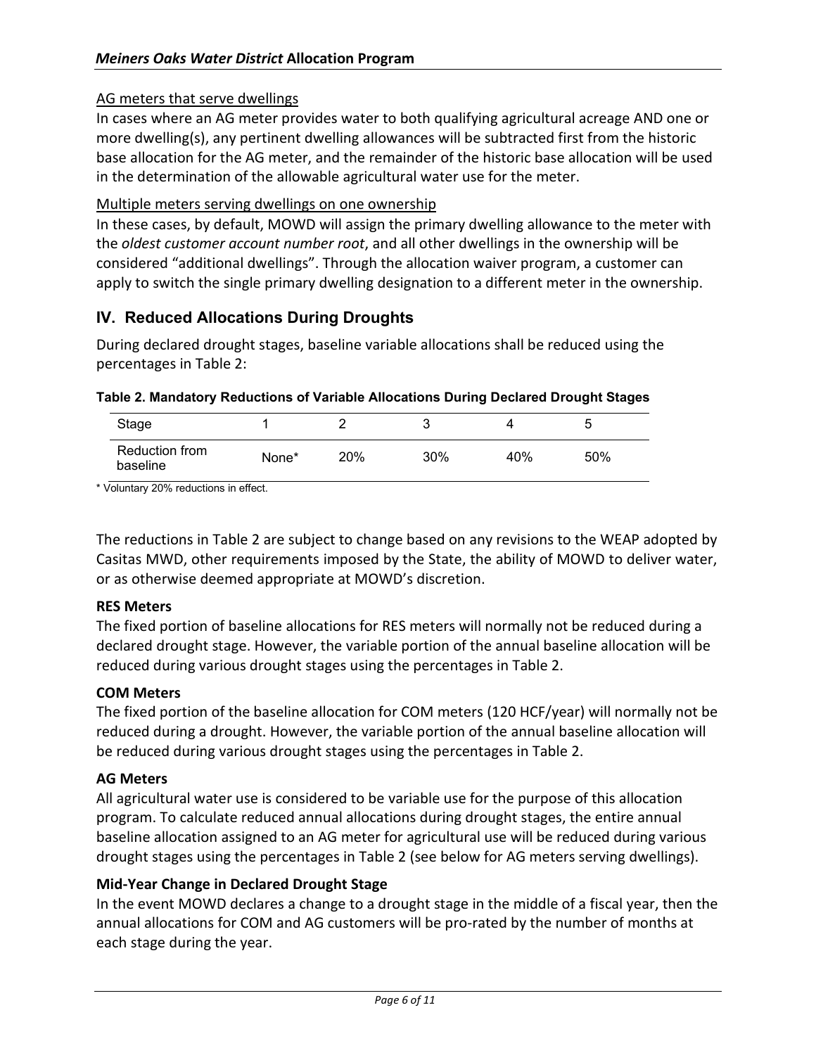#### AG meters that serve dwellings

In cases where an AG meter provides water to both qualifying agricultural acreage AND one or more dwelling(s), any pertinent dwelling allowances will be subtracted first from the historic base allocation for the AG meter, and the remainder of the historic base allocation will be used in the determination of the allowable agricultural water use for the meter.

#### Multiple meters serving dwellings on one ownership

In these cases, by default, MOWD will assign the primary dwelling allowance to the meter with the *oldest customer account number root*, and all other dwellings in the ownership will be considered "additional dwellings". Through the allocation waiver program, a customer can apply to switch the single primary dwelling designation to a different meter in the ownership.

## IV. Reduced Allocations During Droughts

During declared drought stages, baseline variable allocations shall be reduced using the percentages in Table 2:

**Table 2. Mandatory Reductions of Variable Allocations During Declared Drought Stages**

| Stage | 1 | 2 | 3 | 4 | 5 |
|---|---|---|---|---|---|
| Reduction from baseline | None* | 20% | 30% | 40% | 50% |

\* Voluntary 20% reductions in effect.

The reductions in Table 2 are subject to change based on any revisions to the WEAP adopted by Casitas MWD, other requirements imposed by the State, the ability of MOWD to deliver water, or as otherwise deemed appropriate at MOWD's discretion.

**RES Meters**

The fixed portion of baseline allocations for RES meters will normally not be reduced during a declared drought stage. However, the variable portion of the annual baseline allocation will be reduced during various drought stages using the percentages in Table 2.

**COM Meters**

The fixed portion of the baseline allocation for COM meters (120 HCF/year) will normally not be reduced during a drought. However, the variable portion of the annual baseline allocation will be reduced during various drought stages using the percentages in Table 2.

**AG Meters**

All agricultural water use is considered to be variable use for the purpose of this allocation program. To calculate reduced annual allocations during drought stages, the entire annual baseline allocation assigned to an AG meter for agricultural use will be reduced during various drought stages using the percentages in Table 2 (see below for AG meters serving dwellings).

**Mid-Year Change in Declared Drought Stage**

In the event MOWD declares a change to a drought stage in the middle of a fiscal year, then the annual allocations for COM and AG customers will be pro-rated by the number of months at each stage during the year.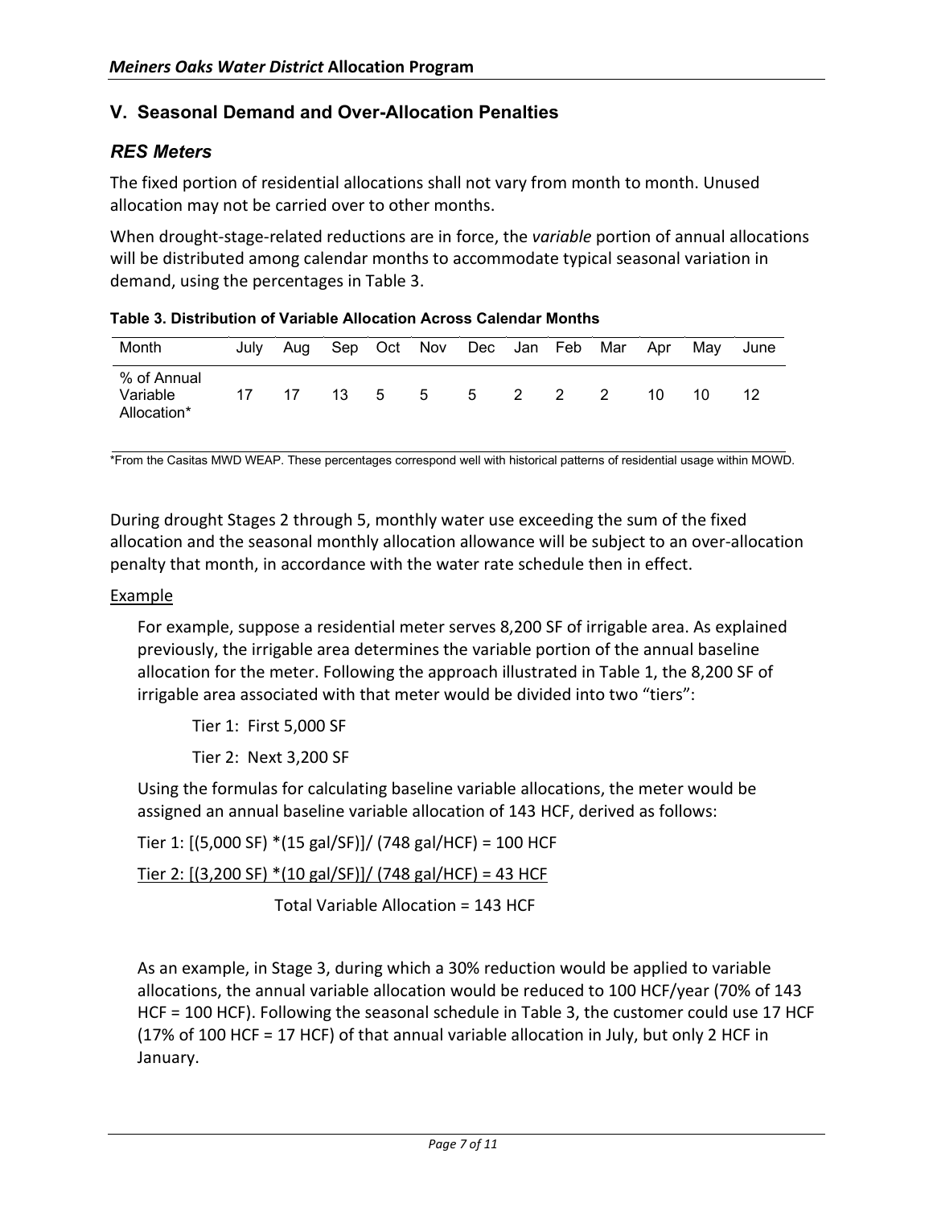## V. Seasonal Demand and Over-Allocation Penalties

### *RES Meters*

The fixed portion of residential allocations shall not vary from month to month. Unused allocation may not be carried over to other months.

When drought-stage-related reductions are in force, the *variable* portion of annual allocations will be distributed among calendar months to accommodate typical seasonal variation in demand, using the percentages in Table 3.

**Table 3. Distribution of Variable Allocation Across Calendar Months**

| Month | July | Aug | Sep | Oct | Nov | Dec | Jan | Feb | Mar | Apr | May | June |
|---|---|---|---|---|---|---|---|---|---|---|---|---|
| % of Annual Variable Allocation* | 17 | 17 | 13 | 5 | 5 | 5 | 2 | 2 | 2 | 10 | 10 | 12 |

*From the Casitas MWD WEAP. These percentages correspond well with historical patterns of residential usage within MOWD.

During drought Stages 2 through 5, monthly water use exceeding the sum of the fixed allocation and the seasonal monthly allocation allowance will be subject to an over-allocation penalty that month, in accordance with the water rate schedule then in effect.

<u>Example</u>

For example, suppose a residential meter serves 8,200 SF of irrigable area. As explained previously, the irrigable area determines the variable portion of the annual baseline allocation for the meter. Following the approach illustrated in Table 1, the 8,200 SF of irrigable area associated with that meter would be divided into two "tiers":

Tier 1: First 5,000 SF

Tier 2: Next 3,200 SF

Using the formulas for calculating baseline variable allocations, the meter would be assigned an annual baseline variable allocation of 143 HCF, derived as follows:

Tier 1: [(5,000 SF) *(15 gal/SF)]/ (748 gal/HCF) = 100 HCF

<u>Tier 2: [(3,200 SF) *(10 gal/SF)]/ (748 gal/HCF) = 43 HCF</u>

Total Variable Allocation = 143 HCF

As an example, in Stage 3, during which a 30% reduction would be applied to variable allocations, the annual variable allocation would be reduced to 100 HCF/year (70% of 143 HCF = 100 HCF). Following the seasonal schedule in Table 3, the customer could use 17 HCF (17% of 100 HCF = 17 HCF) of that annual variable allocation in July, but only 2 HCF in January.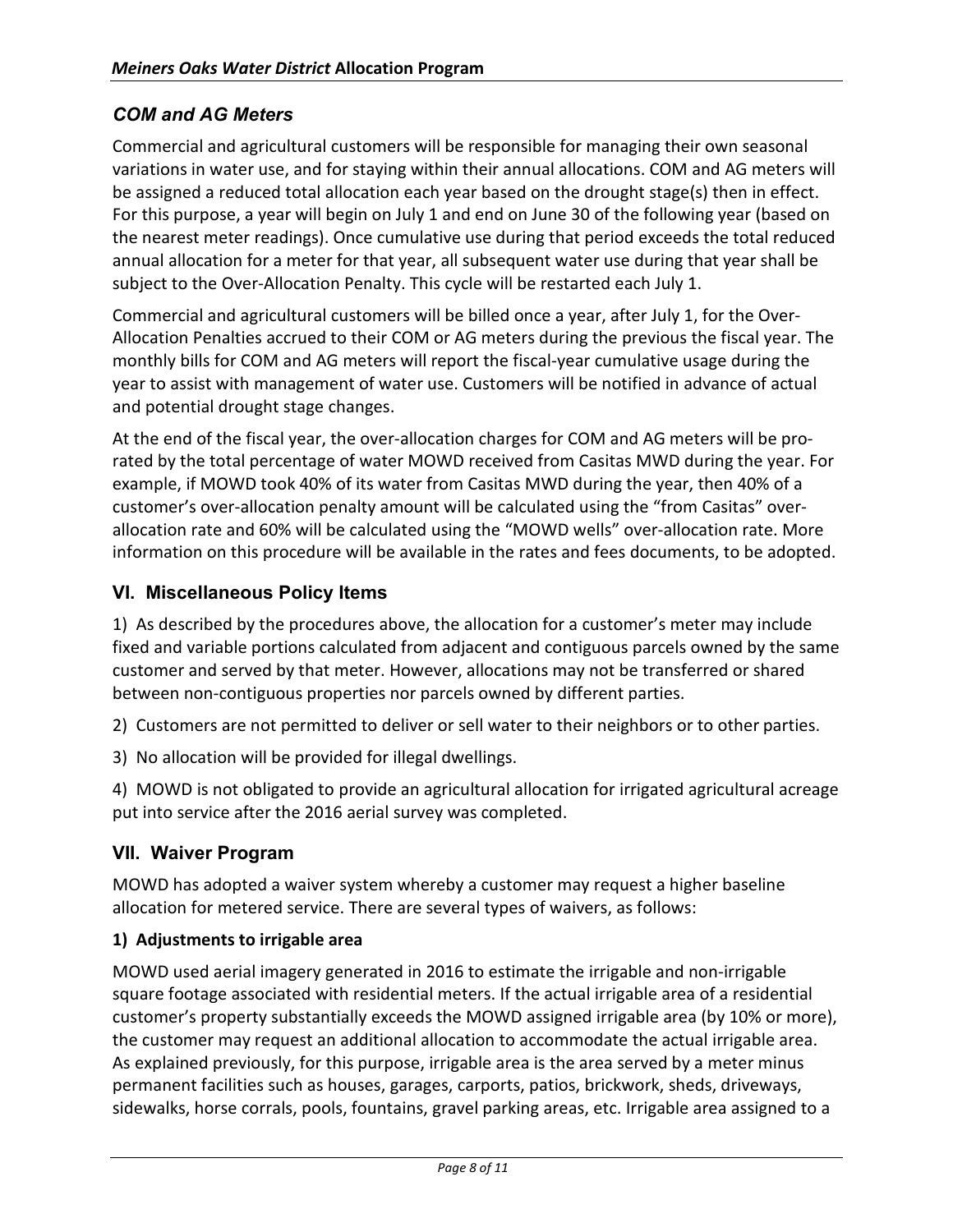### COM and AG Meters

Commercial and agricultural customers will be responsible for managing their own seasonal variations in water use, and for staying within their annual allocations. COM and AG meters will be assigned a reduced total allocation each year based on the drought stage(s) then in effect. For this purpose, a year will begin on July 1 and end on June 30 of the following year (based on the nearest meter readings). Once cumulative use during that period exceeds the total reduced annual allocation for a meter for that year, all subsequent water use during that year shall be subject to the Over-Allocation Penalty. This cycle will be restarted each July 1.

Commercial and agricultural customers will be billed once a year, after July 1, for the Over-Allocation Penalties accrued to their COM or AG meters during the previous the fiscal year. The monthly bills for COM and AG meters will report the fiscal-year cumulative usage during the year to assist with management of water use. Customers will be notified in advance of actual and potential drought stage changes.

At the end of the fiscal year, the over-allocation charges for COM and AG meters will be pro-rated by the total percentage of water MOWD received from Casitas MWD during the year. For example, if MOWD took 40% of its water from Casitas MWD during the year, then 40% of a customer's over-allocation penalty amount will be calculated using the "from Casitas" over-allocation rate and 60% will be calculated using the "MOWD wells" over-allocation rate. More information on this procedure will be available in the rates and fees documents, to be adopted.

## VI. Miscellaneous Policy Items

1) As described by the procedures above, the allocation for a customer's meter may include fixed and variable portions calculated from adjacent and contiguous parcels owned by the same customer and served by that meter. However, allocations may not be transferred or shared between non-contiguous properties nor parcels owned by different parties.

2) Customers are not permitted to deliver or sell water to their neighbors or to other parties.

3) No allocation will be provided for illegal dwellings.

4) MOWD is not obligated to provide an agricultural allocation for irrigated agricultural acreage put into service after the 2016 aerial survey was completed.

## VII. Waiver Program

MOWD has adopted a waiver system whereby a customer may request a higher baseline allocation for metered service. There are several types of waivers, as follows:

**1) Adjustments to irrigable area**

MOWD used aerial imagery generated in 2016 to estimate the irrigable and non-irrigable square footage associated with residential meters. If the actual irrigable area of a residential customer's property substantially exceeds the MOWD assigned irrigable area (by 10% or more), the customer may request an additional allocation to accommodate the actual irrigable area. As explained previously, for this purpose, irrigable area is the area served by a meter minus permanent facilities such as houses, garages, carports, patios, brickwork, sheds, driveways, sidewalks, horse corrals, pools, fountains, gravel parking areas, etc. Irrigable area assigned to a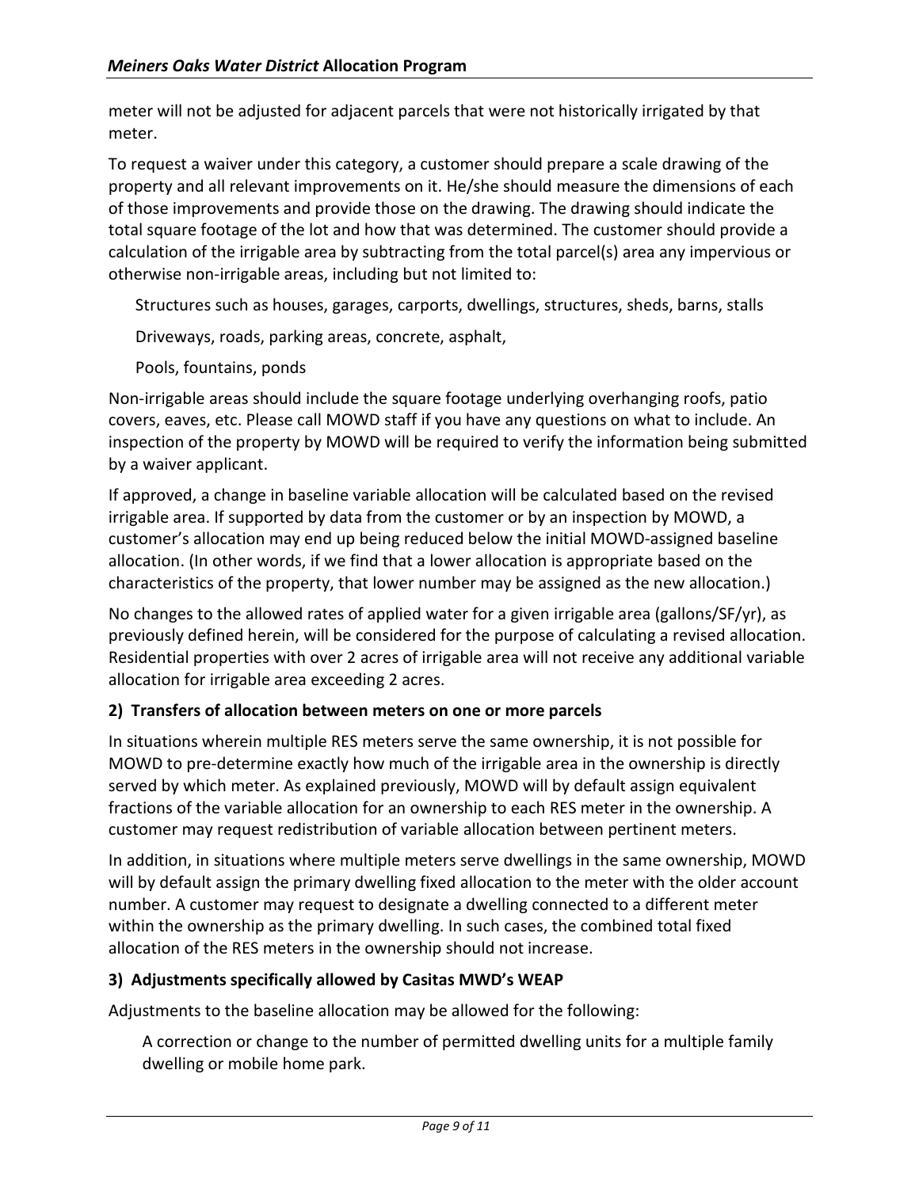meter will not be adjusted for adjacent parcels that were not historically irrigated by that meter.

To request a waiver under this category, a customer should prepare a scale drawing of the property and all relevant improvements on it. He/she should measure the dimensions of each of those improvements and provide those on the drawing. The drawing should indicate the total square footage of the lot and how that was determined. The customer should provide a calculation of the irrigable area by subtracting from the total parcel(s) area any impervious or otherwise non-irrigable areas, including but not limited to:

Structures such as houses, garages, carports, dwellings, structures, sheds, barns, stalls

Driveways, roads, parking areas, concrete, asphalt,

Pools, fountains, ponds

Non-irrigable areas should include the square footage underlying overhanging roofs, patio covers, eaves, etc. Please call MOWD staff if you have any questions on what to include. An inspection of the property by MOWD will be required to verify the information being submitted by a waiver applicant.

If approved, a change in baseline variable allocation will be calculated based on the revised irrigable area. If supported by data from the customer or by an inspection by MOWD, a customer's allocation may end up being reduced below the initial MOWD-assigned baseline allocation. (In other words, if we find that a lower allocation is appropriate based on the characteristics of the property, that lower number may be assigned as the new allocation.)

No changes to the allowed rates of applied water for a given irrigable area (gallons/SF/yr), as previously defined herein, will be considered for the purpose of calculating a revised allocation. Residential properties with over 2 acres of irrigable area will not receive any additional variable allocation for irrigable area exceeding 2 acres.

**2) Transfers of allocation between meters on one or more parcels**

In situations wherein multiple RES meters serve the same ownership, it is not possible for MOWD to pre-determine exactly how much of the irrigable area in the ownership is directly served by which meter. As explained previously, MOWD will by default assign equivalent fractions of the variable allocation for an ownership to each RES meter in the ownership. A customer may request redistribution of variable allocation between pertinent meters.

In addition, in situations where multiple meters serve dwellings in the same ownership, MOWD will by default assign the primary dwelling fixed allocation to the meter with the older account number. A customer may request to designate a dwelling connected to a different meter within the ownership as the primary dwelling. In such cases, the combined total fixed allocation of the RES meters in the ownership should not increase.

**3) Adjustments specifically allowed by Casitas MWD's WEAP**

Adjustments to the baseline allocation may be allowed for the following:

A correction or change to the number of permitted dwelling units for a multiple family dwelling or mobile home park.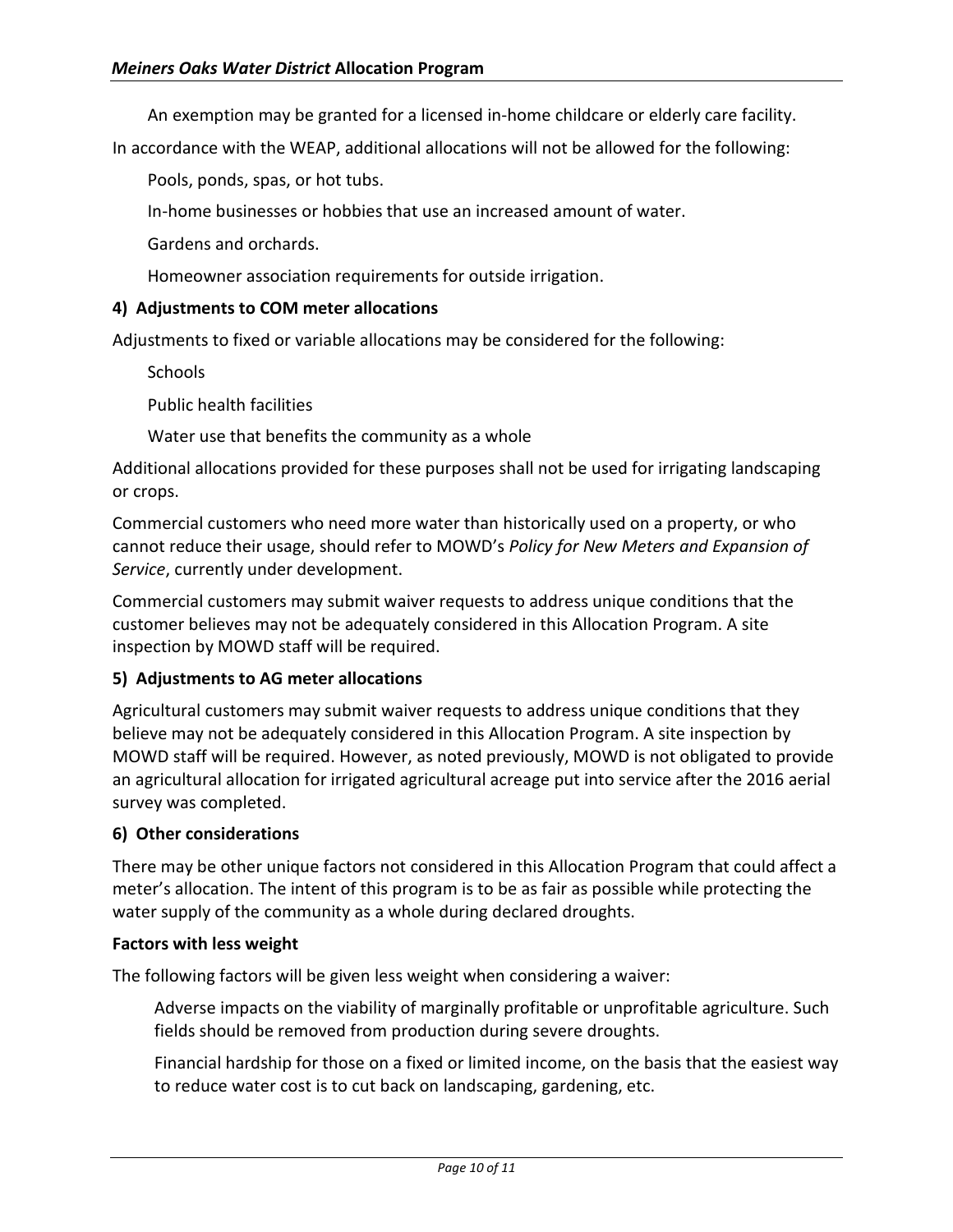An exemption may be granted for a licensed in-home childcare or elderly care facility.

In accordance with the WEAP, additional allocations will not be allowed for the following:

- Pools, ponds, spas, or hot tubs.
- In-home businesses or hobbies that use an increased amount of water.
- Gardens and orchards.
- Homeowner association requirements for outside irrigation.

### 4) Adjustments to COM meter allocations

Adjustments to fixed or variable allocations may be considered for the following:

- Schools
- Public health facilities
- Water use that benefits the community as a whole

Additional allocations provided for these purposes shall not be used for irrigating landscaping or crops.

Commercial customers who need more water than historically used on a property, or who cannot reduce their usage, should refer to MOWD's *Policy for New Meters and Expansion of Service*, currently under development.

Commercial customers may submit waiver requests to address unique conditions that the customer believes may not be adequately considered in this Allocation Program. A site inspection by MOWD staff will be required.

### 5) Adjustments to AG meter allocations

Agricultural customers may submit waiver requests to address unique conditions that they believe may not be adequately considered in this Allocation Program. A site inspection by MOWD staff will be required. However, as noted previously, MOWD is not obligated to provide an agricultural allocation for irrigated agricultural acreage put into service after the 2016 aerial survey was completed.

### 6) Other considerations

There may be other unique factors not considered in this Allocation Program that could affect a meter's allocation. The intent of this program is to be as fair as possible while protecting the water supply of the community as a whole during declared droughts.

**Factors with less weight**

The following factors will be given less weight when considering a waiver:

- Adverse impacts on the viability of marginally profitable or unprofitable agriculture. Such fields should be removed from production during severe droughts.
- Financial hardship for those on a fixed or limited income, on the basis that the easiest way to reduce water cost is to cut back on landscaping, gardening, etc.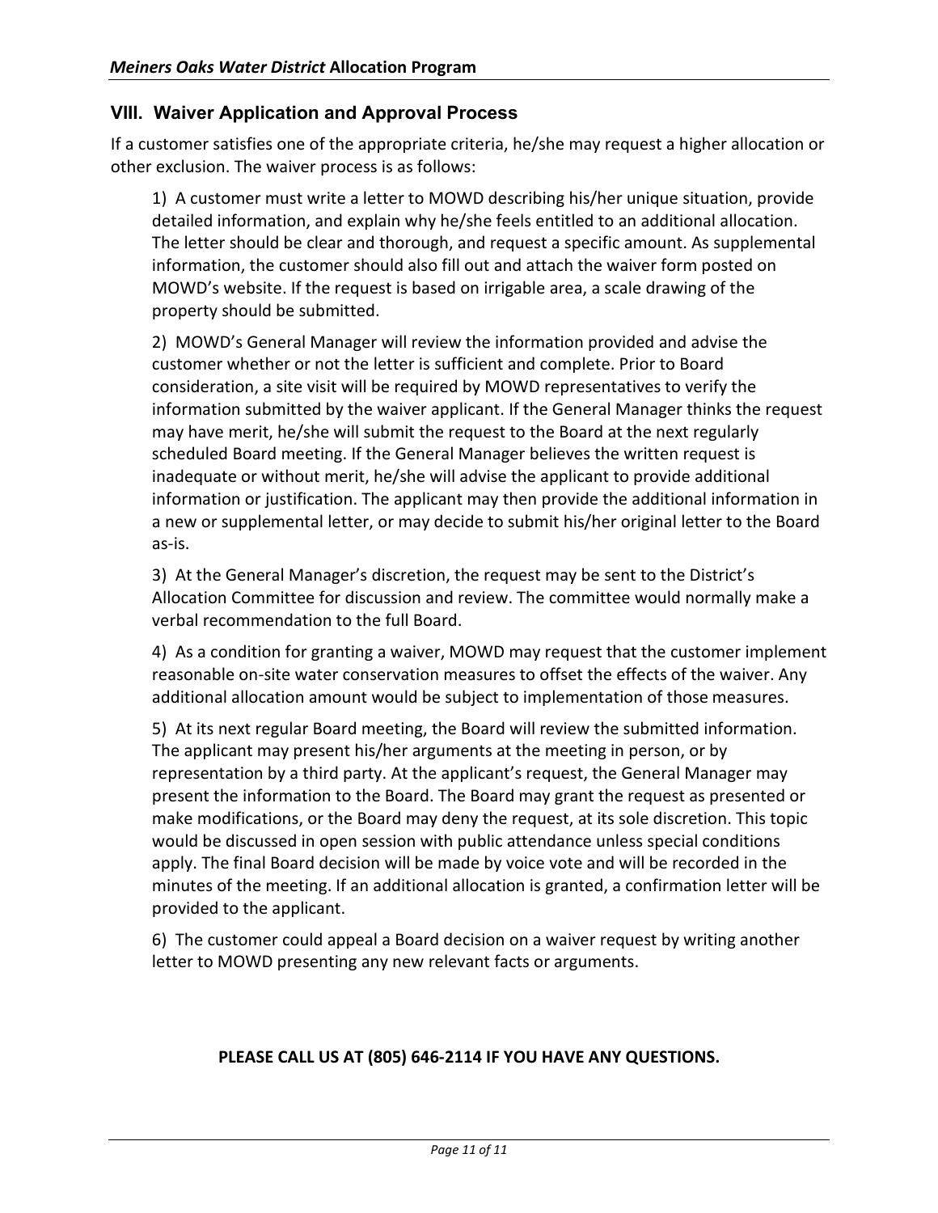## VIII. Waiver Application and Approval Process

If a customer satisfies one of the appropriate criteria, he/she may request a higher allocation or other exclusion. The waiver process is as follows:

1) A customer must write a letter to MOWD describing his/her unique situation, provide detailed information, and explain why he/she feels entitled to an additional allocation. The letter should be clear and thorough, and request a specific amount. As supplemental information, the customer should also fill out and attach the waiver form posted on MOWD's website. If the request is based on irrigable area, a scale drawing of the property should be submitted.

2) MOWD's General Manager will review the information provided and advise the customer whether or not the letter is sufficient and complete. Prior to Board consideration, a site visit will be required by MOWD representatives to verify the information submitted by the waiver applicant. If the General Manager thinks the request may have merit, he/she will submit the request to the Board at the next regularly scheduled Board meeting. If the General Manager believes the written request is inadequate or without merit, he/she will advise the applicant to provide additional information or justification. The applicant may then provide the additional information in a new or supplemental letter, or may decide to submit his/her original letter to the Board as-is.

3) At the General Manager's discretion, the request may be sent to the District's Allocation Committee for discussion and review. The committee would normally make a verbal recommendation to the full Board.

4) As a condition for granting a waiver, MOWD may request that the customer implement reasonable on-site water conservation measures to offset the effects of the waiver. Any additional allocation amount would be subject to implementation of those measures.

5) At its next regular Board meeting, the Board will review the submitted information. The applicant may present his/her arguments at the meeting in person, or by representation by a third party. At the applicant's request, the General Manager may present the information to the Board. The Board may grant the request as presented or make modifications, or the Board may deny the request, at its sole discretion. This topic would be discussed in open session with public attendance unless special conditions apply. The final Board decision will be made by voice vote and will be recorded in the minutes of the meeting. If an additional allocation is granted, a confirmation letter will be provided to the applicant.

6) The customer could appeal a Board decision on a waiver request by writing another letter to MOWD presenting any new relevant facts or arguments.

**PLEASE CALL US AT (805) 646-2114 IF YOU HAVE ANY QUESTIONS.**